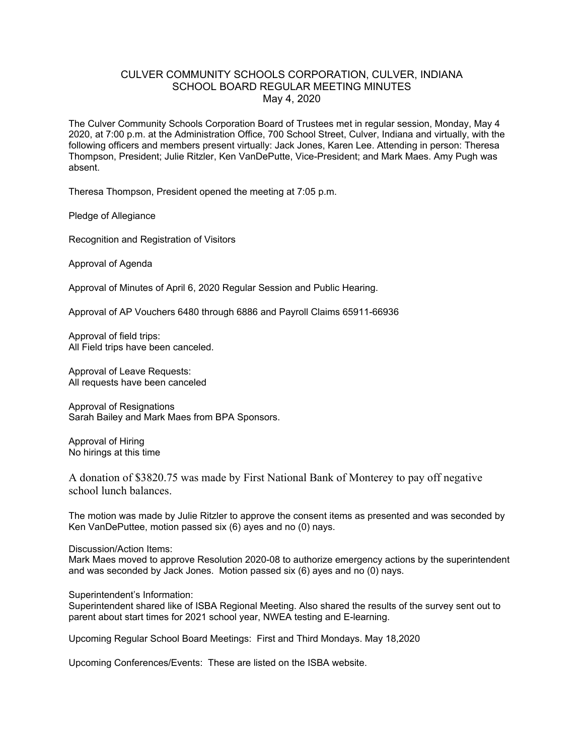# CULVER COMMUNITY SCHOOLS CORPORATION, CULVER, INDIANA
## SCHOOL BOARD REGULAR MEETING MINUTES
### May 4, 2020

The Culver Community Schools Corporation Board of Trustees met in regular session, Monday, May 4 2020, at 7:00 p.m. at the Administration Office, 700 School Street, Culver, Indiana and virtually, with the following officers and members present virtually: Jack Jones, Karen Lee. Attending in person: Theresa Thompson, President; Julie Ritzler, Ken VanDePutte, Vice-President; and Mark Maes. Amy Pugh was absent.

Theresa Thompson, President opened the meeting at 7:05 p.m.

Pledge of Allegiance

Recognition and Registration of Visitors

Approval of Agenda

Approval of Minutes of April 6, 2020 Regular Session and Public Hearing.

Approval of AP Vouchers 6480 through 6886 and Payroll Claims 65911-66936

Approval of field trips:
All Field trips have been canceled.

Approval of Leave Requests:
All requests have been canceled

Approval of Resignations
Sarah Bailey and Mark Maes from BPA Sponsors.

Approval of Hiring
No hirings at this time

A donation of $3820.75 was made by First National Bank of Monterey to pay off negative school lunch balances.

The motion was made by Julie Ritzler to approve the consent items as presented and was seconded by Ken VanDePuttee, motion passed six (6) ayes and no (0) nays.

Discussion/Action Items:
Mark Maes moved to approve Resolution 2020-08 to authorize emergency actions by the superintendent and was seconded by Jack Jones. Motion passed six (6) ayes and no (0) nays.

Superintendent's Information:
Superintendent shared like of ISBA Regional Meeting. Also shared the results of the survey sent out to parent about start times for 2021 school year, NWEA testing and E-learning.

Upcoming Regular School Board Meetings: First and Third Mondays. May 18,2020

Upcoming Conferences/Events: These are listed on the ISBA website.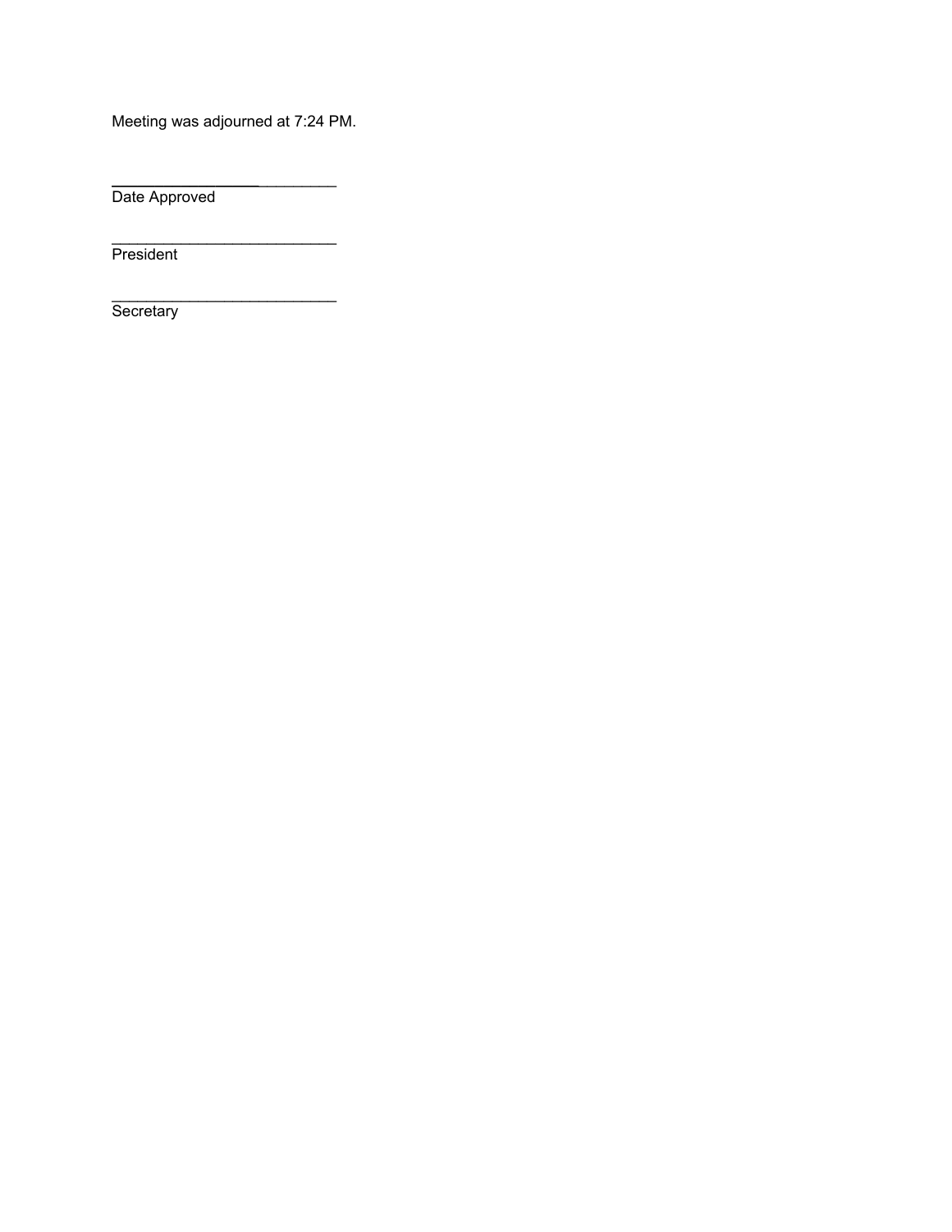Meeting was adjourned at 7:24 PM.

__________________________
Date Approved

__________________________
President

__________________________
Secretary